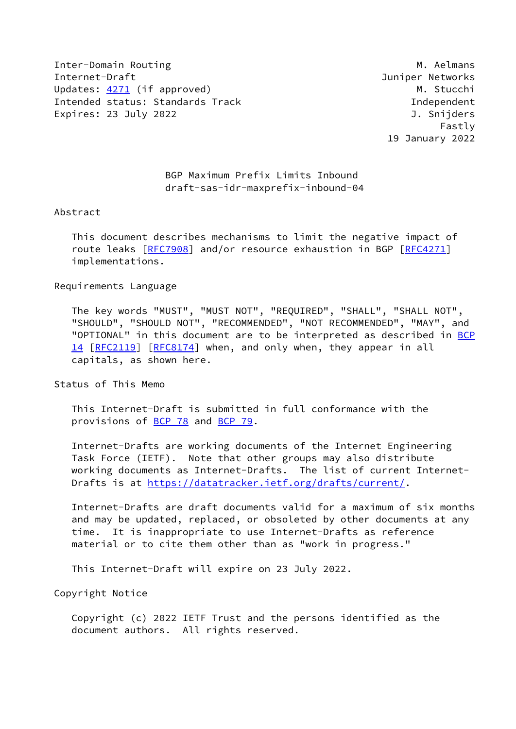Inter-Domain Routing  
Internet-Draft  
Updates: 4271 (if approved)  
Intended status: Standards Track  
Expires: 23 July 2022

M. Aelmans  
Juniper Networks  
M. Stucchi  
Independent  
J. Snijders  
Fastly  
19 January 2022

# BGP Maximum Prefix Limits Inbound
draft-sas-idr-maxprefix-inbound-04

## Abstract

This document describes mechanisms to limit the negative impact of route leaks [RFC7908] and/or resource exhaustion in BGP [RFC4271] implementations.

## Requirements Language

The key words "MUST", "MUST NOT", "REQUIRED", "SHALL", "SHALL NOT", "SHOULD", "SHOULD NOT", "RECOMMENDED", "NOT RECOMMENDED", "MAY", and "OPTIONAL" in this document are to be interpreted as described in BCP 14 [RFC2119] [RFC8174] when, and only when, they appear in all capitals, as shown here.

## Status of This Memo

This Internet-Draft is submitted in full conformance with the provisions of BCP 78 and BCP 79.

Internet-Drafts are working documents of the Internet Engineering Task Force (IETF). Note that other groups may also distribute working documents as Internet-Drafts. The list of current Internet-Drafts is at https://datatracker.ietf.org/drafts/current/.

Internet-Drafts are draft documents valid for a maximum of six months and may be updated, replaced, or obsoleted by other documents at any time. It is inappropriate to use Internet-Drafts as reference material or to cite them other than as "work in progress."

This Internet-Draft will expire on 23 July 2022.

## Copyright Notice

Copyright (c) 2022 IETF Trust and the persons identified as the document authors. All rights reserved.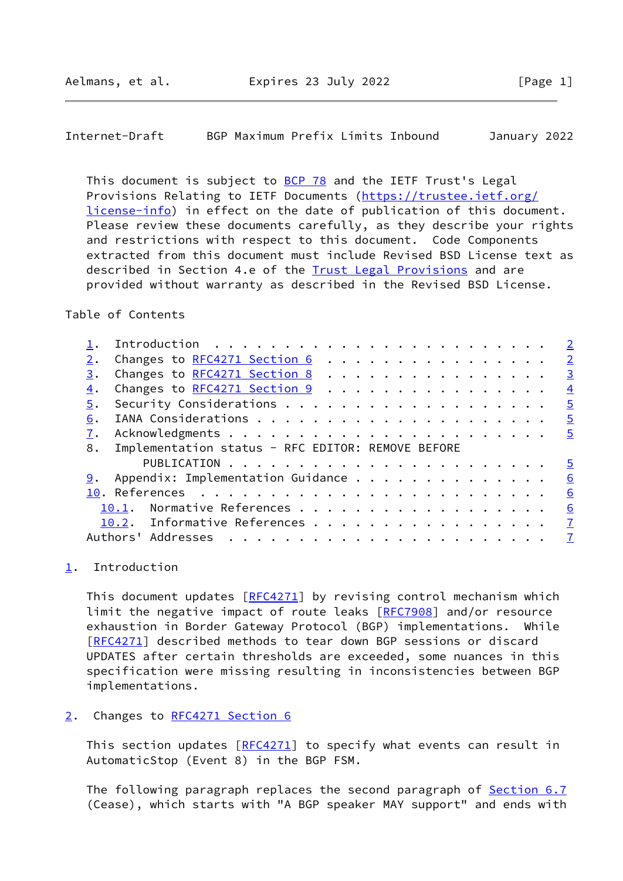This document is subject to BCP 78 and the IETF Trust's Legal Provisions Relating to IETF Documents (https://trustee.ietf.org/license-info) in effect on the date of publication of this document. Please review these documents carefully, as they describe your rights and restrictions with respect to this document. Code Components extracted from this document must include Revised BSD License text as described in Section 4.e of the Trust Legal Provisions and are provided without warranty as described in the Revised BSD License.

## Table of Contents

```
   1.  Introduction  . . . . . . . . . . . . . . . . . . . . . . . .   2
   2.  Changes to RFC4271 Section 6  . . . . . . . . . . . . . . . .   2
   3.  Changes to RFC4271 Section 8  . . . . . . . . . . . . . . . .   3
   4.  Changes to RFC4271 Section 9  . . . . . . . . . . . . . . . .   4
   5.  Security Considerations . . . . . . . . . . . . . . . . . . .   5
   6.  IANA Considerations . . . . . . . . . . . . . . . . . . . . .   5
   7.  Acknowledgments . . . . . . . . . . . . . . . . . . . . . . .   5
   8.  Implementation status - RFC EDITOR: REMOVE BEFORE
         PUBLICATION . . . . . . . . . . . . . . . . . . . . . . . .   5
   9.  Appendix: Implementation Guidance . . . . . . . . . . . . . .   6
   10. References  . . . . . . . . . . . . . . . . . . . . . . . . .   6
     10.1.  Normative References . . . . . . . . . . . . . . . . . .   6
     10.2.  Informative References . . . . . . . . . . . . . . . . .   7
   Authors' Addresses  . . . . . . . . . . . . . . . . . . . . . . .   7
```

## 1. Introduction

This document updates [RFC4271] by revising control mechanism which limit the negative impact of route leaks [RFC7908] and/or resource exhaustion in Border Gateway Protocol (BGP) implementations. While [RFC4271] described methods to tear down BGP sessions or discard UPDATES after certain thresholds are exceeded, some nuances in this specification were missing resulting in inconsistencies between BGP implementations.

## 2. Changes to RFC4271 Section 6

This section updates [RFC4271] to specify what events can result in AutomaticStop (Event 8) in the BGP FSM.

The following paragraph replaces the second paragraph of Section 6.7 (Cease), which starts with "A BGP speaker MAY support" and ends with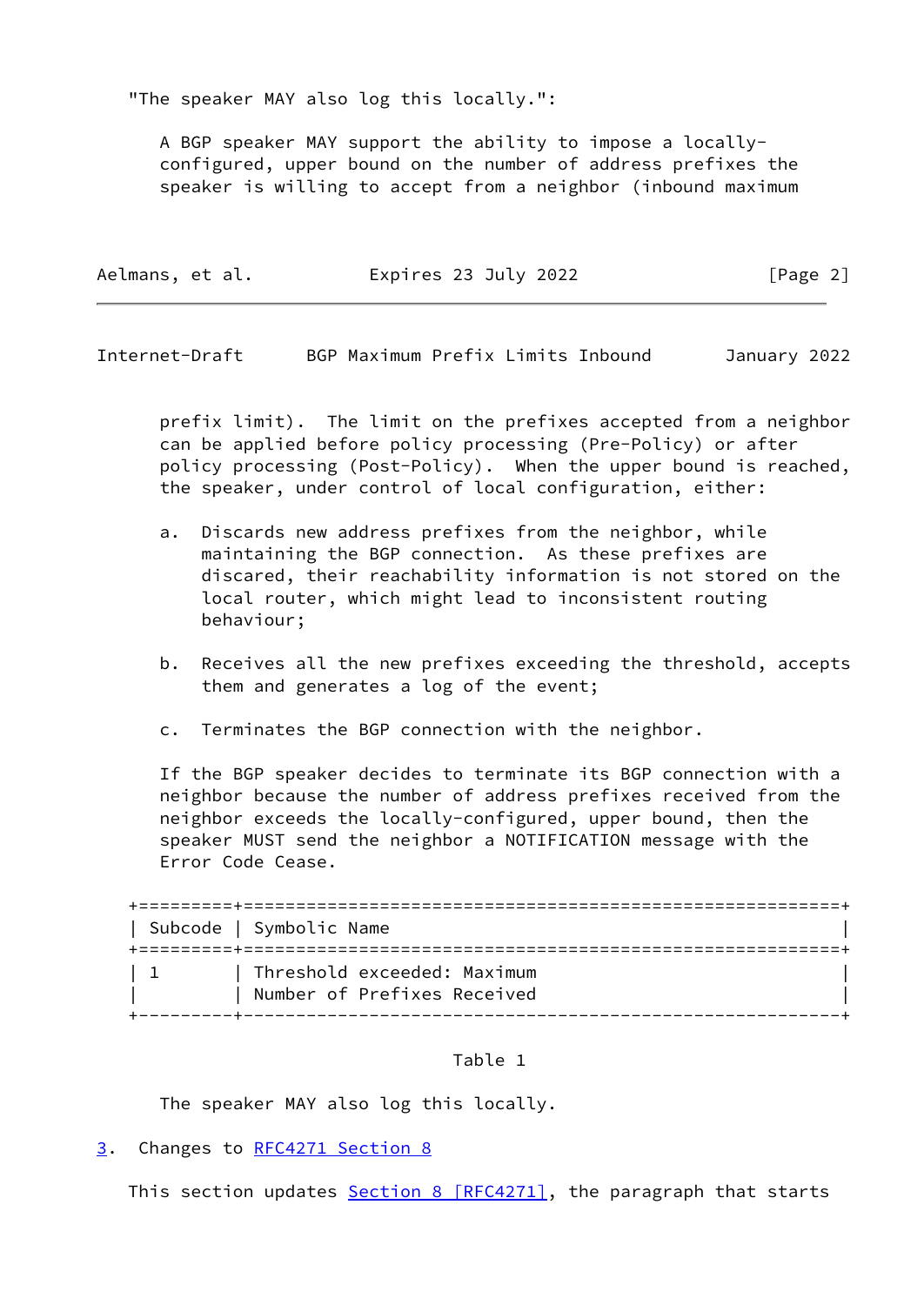"The speaker MAY also log this locally.":

A BGP speaker MAY support the ability to impose a locally-configured, upper bound on the number of address prefixes the speaker is willing to accept from a neighbor (inbound maximum prefix limit). The limit on the prefixes accepted from a neighbor can be applied before policy processing (Pre-Policy) or after policy processing (Post-Policy). When the upper bound is reached, the speaker, under control of local configuration, either:

a. Discards new address prefixes from the neighbor, while maintaining the BGP connection. As these prefixes are discared, their reachability information is not stored on the local router, which might lead to inconsistent routing behaviour;

b. Receives all the new prefixes exceeding the threshold, accepts them and generates a log of the event;

c. Terminates the BGP connection with the neighbor.

If the BGP speaker decides to terminate its BGP connection with a neighbor because the number of address prefixes received from the neighbor exceeds the locally-configured, upper bound, then the speaker MUST send the neighbor a NOTIFICATION message with the Error Code Cease.

| Subcode | Symbolic Name |
|---|---|
| 1 | Threshold exceeded: Maximum Number of Prefixes Received |

Table 1

The speaker MAY also log this locally.

## 3. Changes to RFC4271 Section 8

This section updates Section 8 [RFC4271], the paragraph that starts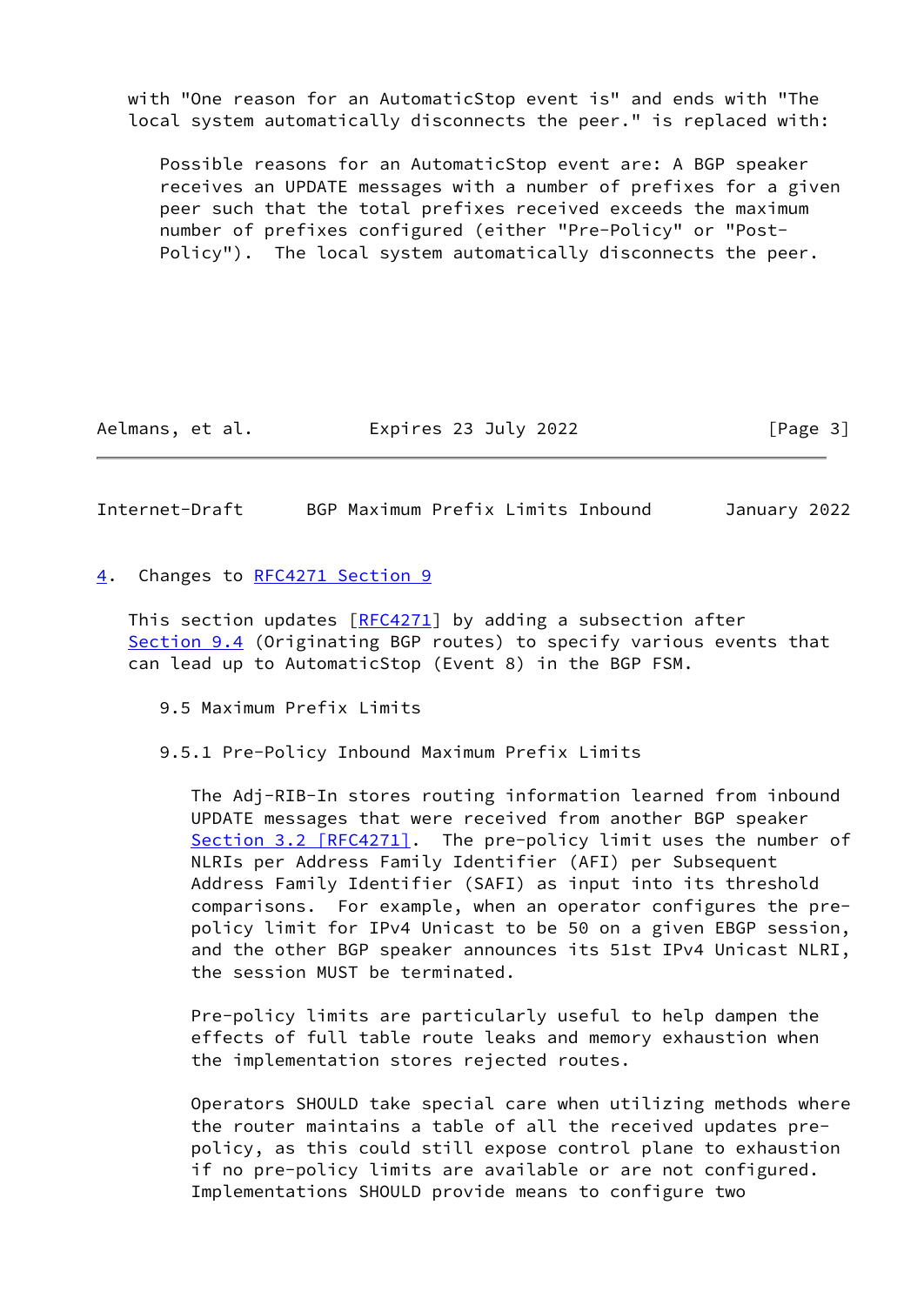with "One reason for an AutomaticStop event is" and ends with "The local system automatically disconnects the peer." is replaced with:

> Possible reasons for an AutomaticStop event are: A BGP speaker receives an UPDATE messages with a number of prefixes for a given peer such that the total prefixes received exceeds the maximum number of prefixes configured (either "Pre-Policy" or "Post-Policy"). The local system automatically disconnects the peer.

## 4. Changes to RFC4271 Section 9

This section updates [RFC4271] by adding a subsection after Section 9.4 (Originating BGP routes) to specify various events that can lead up to AutomaticStop (Event 8) in the BGP FSM.

> 9.5 Maximum Prefix Limits
>
> 9.5.1 Pre-Policy Inbound Maximum Prefix Limits
>
> The Adj-RIB-In stores routing information learned from inbound UPDATE messages that were received from another BGP speaker Section 3.2 [RFC4271]. The pre-policy limit uses the number of NLRIs per Address Family Identifier (AFI) per Subsequent Address Family Identifier (SAFI) as input into its threshold comparisons. For example, when an operator configures the pre-policy limit for IPv4 Unicast to be 50 on a given EBGP session, and the other BGP speaker announces its 51st IPv4 Unicast NLRI, the session MUST be terminated.
>
> Pre-policy limits are particularly useful to help dampen the effects of full table route leaks and memory exhaustion when the implementation stores rejected routes.
>
> Operators SHOULD take special care when utilizing methods where the router maintains a table of all the received updates pre-policy, as this could still expose control plane to exhaustion if no pre-policy limits are available or are not configured. Implementations SHOULD provide means to configure two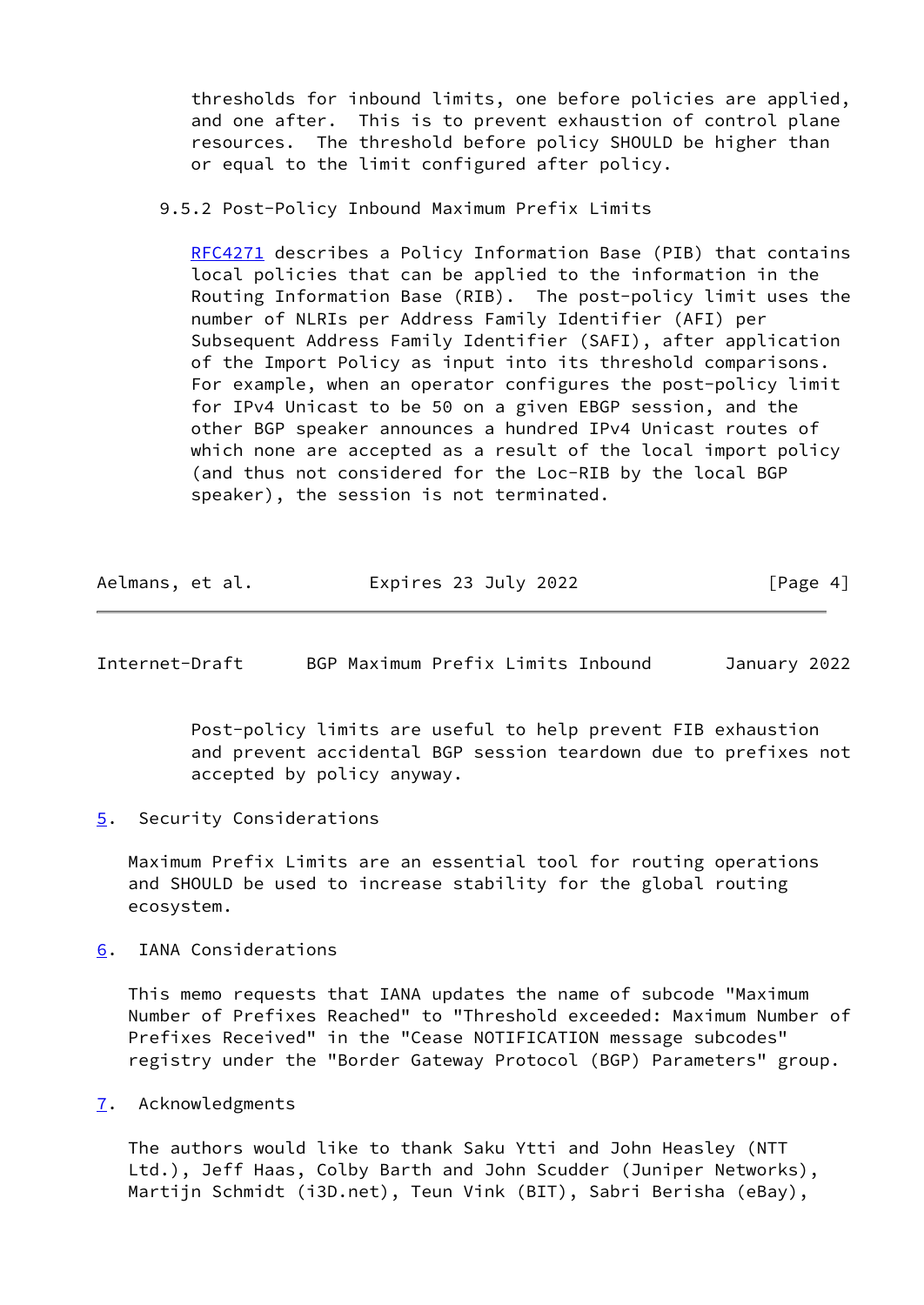thresholds for inbound limits, one before policies are applied, and one after. This is to prevent exhaustion of control plane resources. The threshold before policy SHOULD be higher than or equal to the limit configured after policy.

### 9.5.2 Post-Policy Inbound Maximum Prefix Limits

RFC4271 describes a Policy Information Base (PIB) that contains local policies that can be applied to the information in the Routing Information Base (RIB). The post-policy limit uses the number of NLRIs per Address Family Identifier (AFI) per Subsequent Address Family Identifier (SAFI), after application of the Import Policy as input into its threshold comparisons. For example, when an operator configures the post-policy limit for IPv4 Unicast to be 50 on a given EBGP session, and the other BGP speaker announces a hundred IPv4 Unicast routes of which none are accepted as a result of the local import policy (and thus not considered for the Loc-RIB by the local BGP speaker), the session is not terminated.

Post-policy limits are useful to help prevent FIB exhaustion and prevent accidental BGP session teardown due to prefixes not accepted by policy anyway.

## 5. Security Considerations

Maximum Prefix Limits are an essential tool for routing operations and SHOULD be used to increase stability for the global routing ecosystem.

## 6. IANA Considerations

This memo requests that IANA updates the name of subcode "Maximum Number of Prefixes Reached" to "Threshold exceeded: Maximum Number of Prefixes Received" in the "Cease NOTIFICATION message subcodes" registry under the "Border Gateway Protocol (BGP) Parameters" group.

## 7. Acknowledgments

The authors would like to thank Saku Ytti and John Heasley (NTT Ltd.), Jeff Haas, Colby Barth and John Scudder (Juniper Networks), Martijn Schmidt (i3D.net), Teun Vink (BIT), Sabri Berisha (eBay),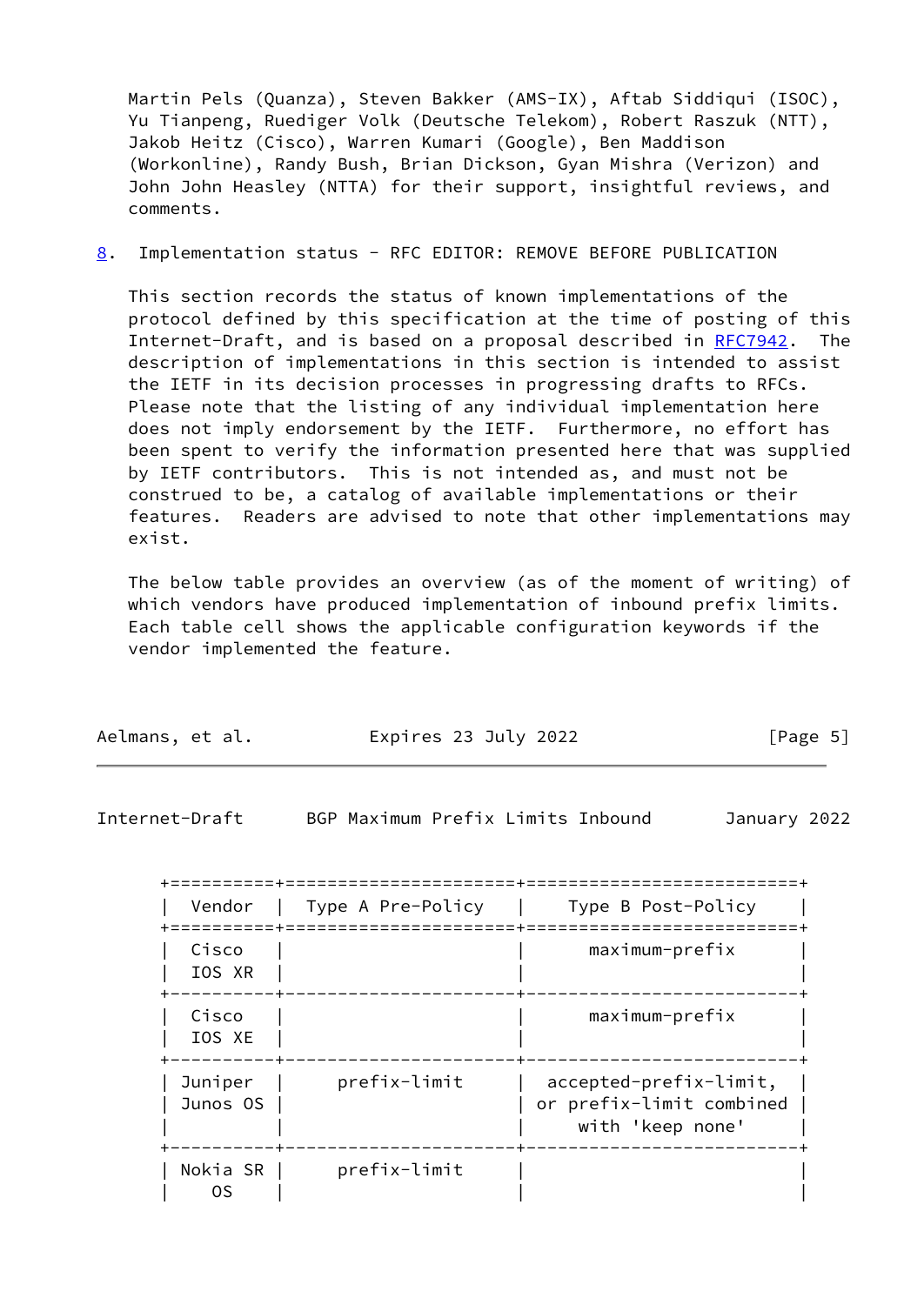Martin Pels (Quanza), Steven Bakker (AMS-IX), Aftab Siddiqui (ISOC), Yu Tianpeng, Ruediger Volk (Deutsche Telekom), Robert Raszuk (NTT), Jakob Heitz (Cisco), Warren Kumari (Google), Ben Maddison (Workonline), Randy Bush, Brian Dickson, Gyan Mishra (Verizon) and John John Heasley (NTTA) for their support, insightful reviews, and comments.

## 8. Implementation status - RFC EDITOR: REMOVE BEFORE PUBLICATION

This section records the status of known implementations of the protocol defined by this specification at the time of posting of this Internet-Draft, and is based on a proposal described in RFC7942. The description of implementations in this section is intended to assist the IETF in its decision processes in progressing drafts to RFCs. Please note that the listing of any individual implementation here does not imply endorsement by the IETF. Furthermore, no effort has been spent to verify the information presented here that was supplied by IETF contributors. This is not intended as, and must not be construed to be, a catalog of available implementations or their features. Readers are advised to note that other implementations may exist.

The below table provides an overview (as of the moment of writing) of which vendors have produced implementation of inbound prefix limits. Each table cell shows the applicable configuration keywords if the vendor implemented the feature.

| Vendor | Type A Pre-Policy | Type B Post-Policy |
|---|---|---|
| Cisco IOS XR | | maximum-prefix |
| Cisco IOS XE | | maximum-prefix |
| Juniper Junos OS | prefix-limit | accepted-prefix-limit, or prefix-limit combined with 'keep none' |
| Nokia SR OS | prefix-limit | |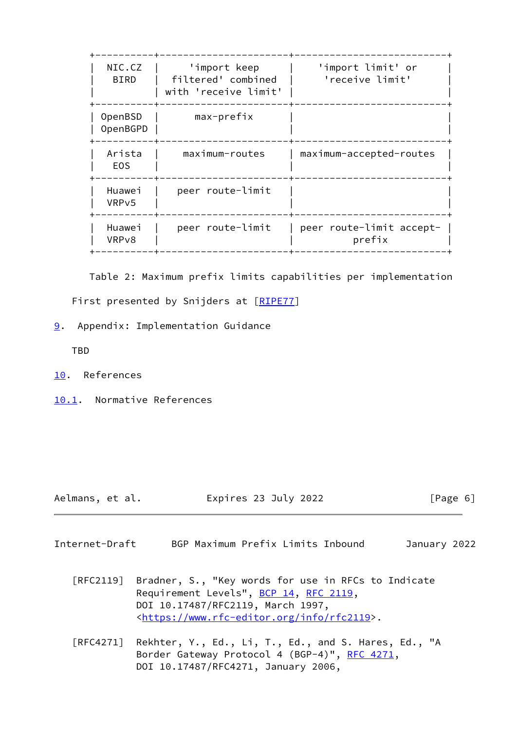| NIC.CZ BIRD | 'import keep filtered' combined with 'receive limit' | 'import limit' or 'receive limit' |
| --- | --- | --- |
| OpenBSD OpenBGPD | max-prefix | |
| Arista EOS | maximum-routes | maximum-accepted-routes |
| Huawei VRPv5 | peer route-limit | |
| Huawei VRPv8 | peer route-limit | peer route-limit accept-prefix |

Table 2: Maximum prefix limits capabilities per implementation

First presented by Snijders at [RIPE77]

## 9. Appendix: Implementation Guidance

TBD

## 10. References

### 10.1. Normative References

[RFC2119] Bradner, S., "Key words for use in RFCs to Indicate Requirement Levels", BCP 14, RFC 2119, DOI 10.17487/RFC2119, March 1997, <https://www.rfc-editor.org/info/rfc2119>.

[RFC4271] Rekhter, Y., Ed., Li, T., Ed., and S. Hares, Ed., "A Border Gateway Protocol 4 (BGP-4)", RFC 4271, DOI 10.17487/RFC4271, January 2006,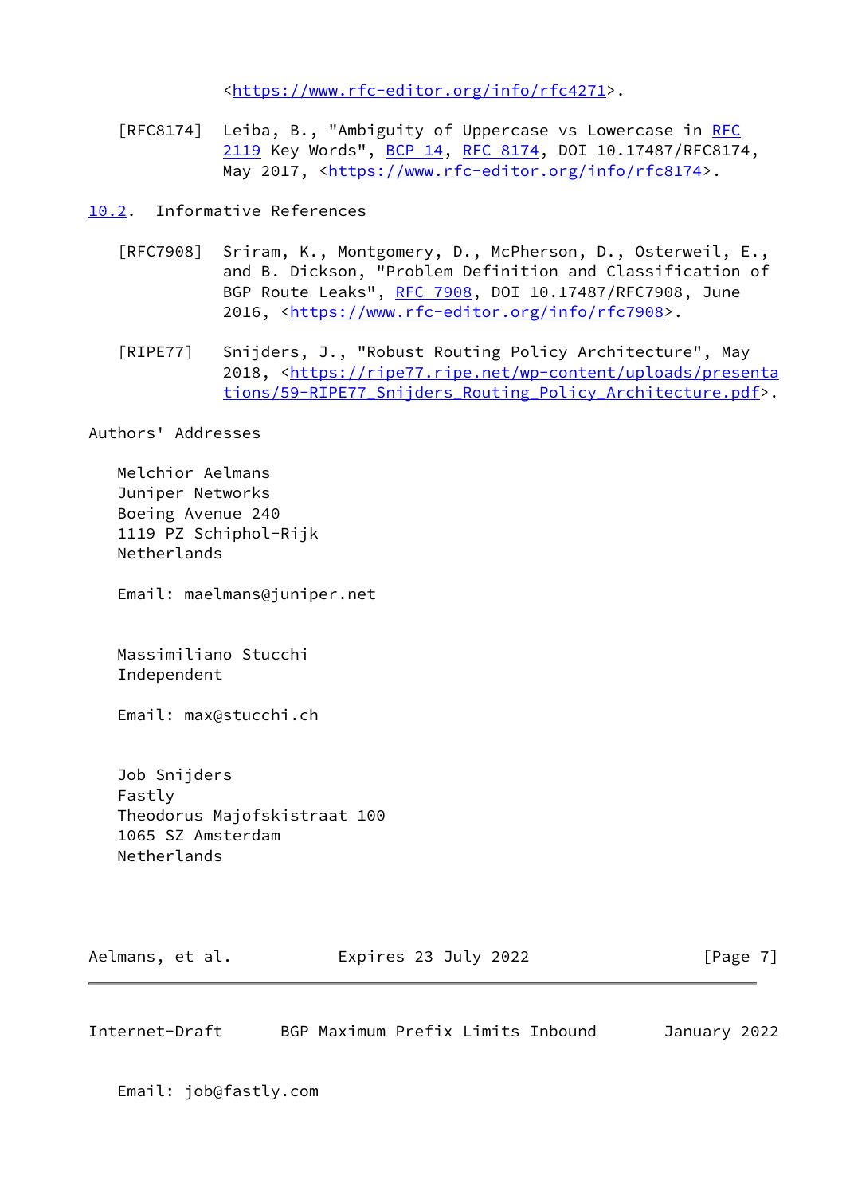<https://www.rfc-editor.org/info/rfc4271>.

[RFC8174] Leiba, B., "Ambiguity of Uppercase vs Lowercase in RFC 2119 Key Words", BCP 14, RFC 8174, DOI 10.17487/RFC8174, May 2017, <https://www.rfc-editor.org/info/rfc8174>.

## 10.2. Informative References

[RFC7908] Sriram, K., Montgomery, D., McPherson, D., Osterweil, E., and B. Dickson, "Problem Definition and Classification of BGP Route Leaks", RFC 7908, DOI 10.17487/RFC7908, June 2016, <https://www.rfc-editor.org/info/rfc7908>.

[RIPE77] Snijders, J., "Robust Routing Policy Architecture", May 2018, <https://ripe77.ripe.net/wp-content/uploads/presentations/59-RIPE77_Snijders_Routing_Policy_Architecture.pdf>.

## Authors' Addresses

Melchior Aelmans
Juniper Networks
Boeing Avenue 240
1119 PZ Schiphol-Rijk
Netherlands

Email: maelmans@juniper.net

Massimiliano Stucchi
Independent

Email: max@stucchi.ch

Job Snijders
Fastly
Theodorus Majofskistraat 100
1065 SZ Amsterdam
Netherlands

Email: job@fastly.com